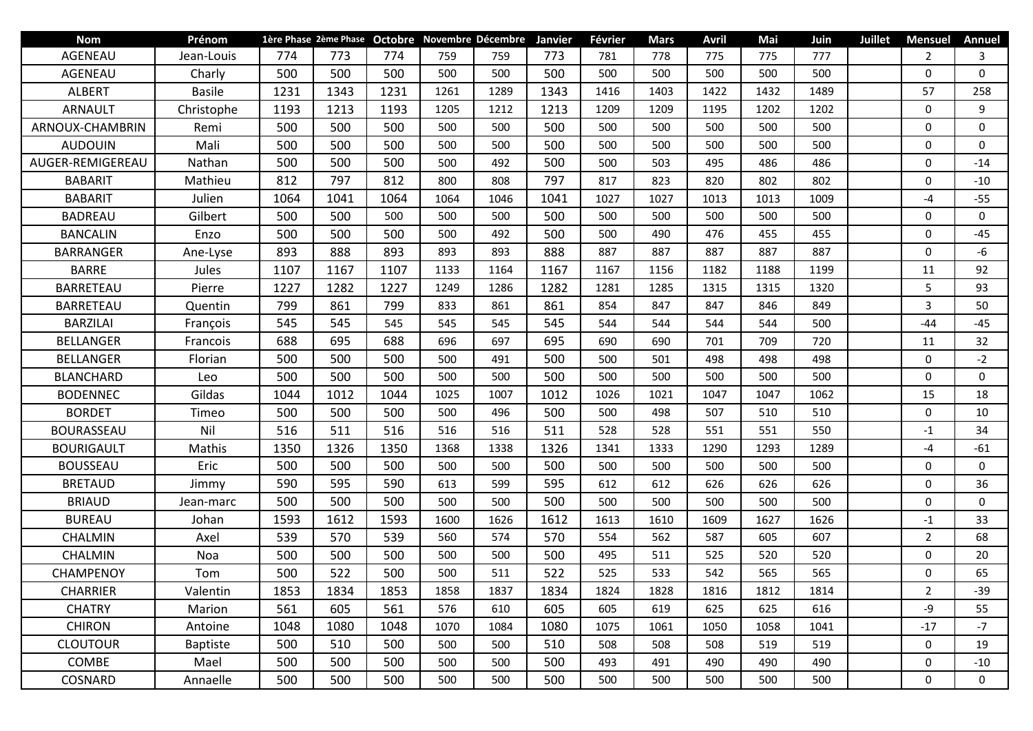| Nom | Prénom | 1ère Phase | 2ème Phase | Octobre | Novembre | Décembre | Janvier | Février | Mars | Avril | Mai | Juin | Juillet | Mensuel | Annuel |
|---|---|---|---|---|---|---|---|---|---|---|---|---|---|---|---|
| AGENEAU | Jean-Louis | 774 | 773 | 774 | 759 | 759 | 773 | 781 | 778 | 775 | 775 | 777 | | 2 | 3 |
| AGENEAU | Charly | 500 | 500 | 500 | 500 | 500 | 500 | 500 | 500 | 500 | 500 | 500 | | 0 | 0 |
| ALBERT | Basile | 1231 | 1343 | 1231 | 1261 | 1289 | 1343 | 1416 | 1403 | 1422 | 1432 | 1489 | | 57 | 258 |
| ARNAULT | Christophe | 1193 | 1213 | 1193 | 1205 | 1212 | 1213 | 1209 | 1209 | 1195 | 1202 | 1202 | | 0 | 9 |
| ARNOUX-CHAMBRIN | Remi | 500 | 500 | 500 | 500 | 500 | 500 | 500 | 500 | 500 | 500 | 500 | | 0 | 0 |
| AUDOUIN | Mali | 500 | 500 | 500 | 500 | 500 | 500 | 500 | 500 | 500 | 500 | 500 | | 0 | 0 |
| AUGER-REMIGEREAU | Nathan | 500 | 500 | 500 | 500 | 492 | 500 | 500 | 503 | 495 | 486 | 486 | | 0 | -14 |
| BABARIT | Mathieu | 812 | 797 | 812 | 800 | 808 | 797 | 817 | 823 | 820 | 802 | 802 | | 0 | -10 |
| BABARIT | Julien | 1064 | 1041 | 1064 | 1064 | 1046 | 1041 | 1027 | 1027 | 1013 | 1013 | 1009 | | -4 | -55 |
| BADREAU | Gilbert | 500 | 500 | 500 | 500 | 500 | 500 | 500 | 500 | 500 | 500 | 500 | | 0 | 0 |
| BANCALIN | Enzo | 500 | 500 | 500 | 500 | 492 | 500 | 500 | 490 | 476 | 455 | 455 | | 0 | -45 |
| BARRANGER | Ane-Lyse | 893 | 888 | 893 | 893 | 893 | 888 | 887 | 887 | 887 | 887 | 887 | | 0 | -6 |
| BARRE | Jules | 1107 | 1167 | 1107 | 1133 | 1164 | 1167 | 1167 | 1156 | 1182 | 1188 | 1199 | | 11 | 92 |
| BARRETEAU | Pierre | 1227 | 1282 | 1227 | 1249 | 1286 | 1282 | 1281 | 1285 | 1315 | 1315 | 1320 | | 5 | 93 |
| BARRETEAU | Quentin | 799 | 861 | 799 | 833 | 861 | 861 | 854 | 847 | 847 | 846 | 849 | | 3 | 50 |
| BARZILAI | François | 545 | 545 | 545 | 545 | 545 | 545 | 544 | 544 | 544 | 544 | 500 | | -44 | -45 |
| BELLANGER | Francois | 688 | 695 | 688 | 696 | 697 | 695 | 690 | 690 | 701 | 709 | 720 | | 11 | 32 |
| BELLANGER | Florian | 500 | 500 | 500 | 500 | 491 | 500 | 500 | 501 | 498 | 498 | 498 | | 0 | -2 |
| BLANCHARD | Leo | 500 | 500 | 500 | 500 | 500 | 500 | 500 | 500 | 500 | 500 | 500 | | 0 | 0 |
| BODENNEC | Gildas | 1044 | 1012 | 1044 | 1025 | 1007 | 1012 | 1026 | 1021 | 1047 | 1047 | 1062 | | 15 | 18 |
| BORDET | Timeo | 500 | 500 | 500 | 500 | 496 | 500 | 500 | 498 | 507 | 510 | 510 | | 0 | 10 |
| BOURASSEAU | Nil | 516 | 511 | 516 | 516 | 516 | 511 | 528 | 528 | 551 | 551 | 550 | | -1 | 34 |
| BOURIGAULT | Mathis | 1350 | 1326 | 1350 | 1368 | 1338 | 1326 | 1341 | 1333 | 1290 | 1293 | 1289 | | -4 | -61 |
| BOUSSEAU | Eric | 500 | 500 | 500 | 500 | 500 | 500 | 500 | 500 | 500 | 500 | 500 | | 0 | 0 |
| BRETAUD | Jimmy | 590 | 595 | 590 | 613 | 599 | 595 | 612 | 612 | 626 | 626 | 626 | | 0 | 36 |
| BRIAUD | Jean-marc | 500 | 500 | 500 | 500 | 500 | 500 | 500 | 500 | 500 | 500 | 500 | | 0 | 0 |
| BUREAU | Johan | 1593 | 1612 | 1593 | 1600 | 1626 | 1612 | 1613 | 1610 | 1609 | 1627 | 1626 | | -1 | 33 |
| CHALMIN | Axel | 539 | 570 | 539 | 560 | 574 | 570 | 554 | 562 | 587 | 605 | 607 | | 2 | 68 |
| CHALMIN | Noa | 500 | 500 | 500 | 500 | 500 | 500 | 495 | 511 | 525 | 520 | 520 | | 0 | 20 |
| CHAMPENOY | Tom | 500 | 522 | 500 | 500 | 511 | 522 | 525 | 533 | 542 | 565 | 565 | | 0 | 65 |
| CHARRIER | Valentin | 1853 | 1834 | 1853 | 1858 | 1837 | 1834 | 1824 | 1828 | 1816 | 1812 | 1814 | | 2 | -39 |
| CHATRY | Marion | 561 | 605 | 561 | 576 | 610 | 605 | 605 | 619 | 625 | 625 | 616 | | -9 | 55 |
| CHIRON | Antoine | 1048 | 1080 | 1048 | 1070 | 1084 | 1080 | 1075 | 1061 | 1050 | 1058 | 1041 | | -17 | -7 |
| CLOUTOUR | Baptiste | 500 | 510 | 500 | 500 | 500 | 510 | 508 | 508 | 508 | 519 | 519 | | 0 | 19 |
| COMBE | Mael | 500 | 500 | 500 | 500 | 500 | 500 | 493 | 491 | 490 | 490 | 490 | | 0 | -10 |
| COSNARD | Annaelle | 500 | 500 | 500 | 500 | 500 | 500 | 500 | 500 | 500 | 500 | 500 | | 0 | 0 |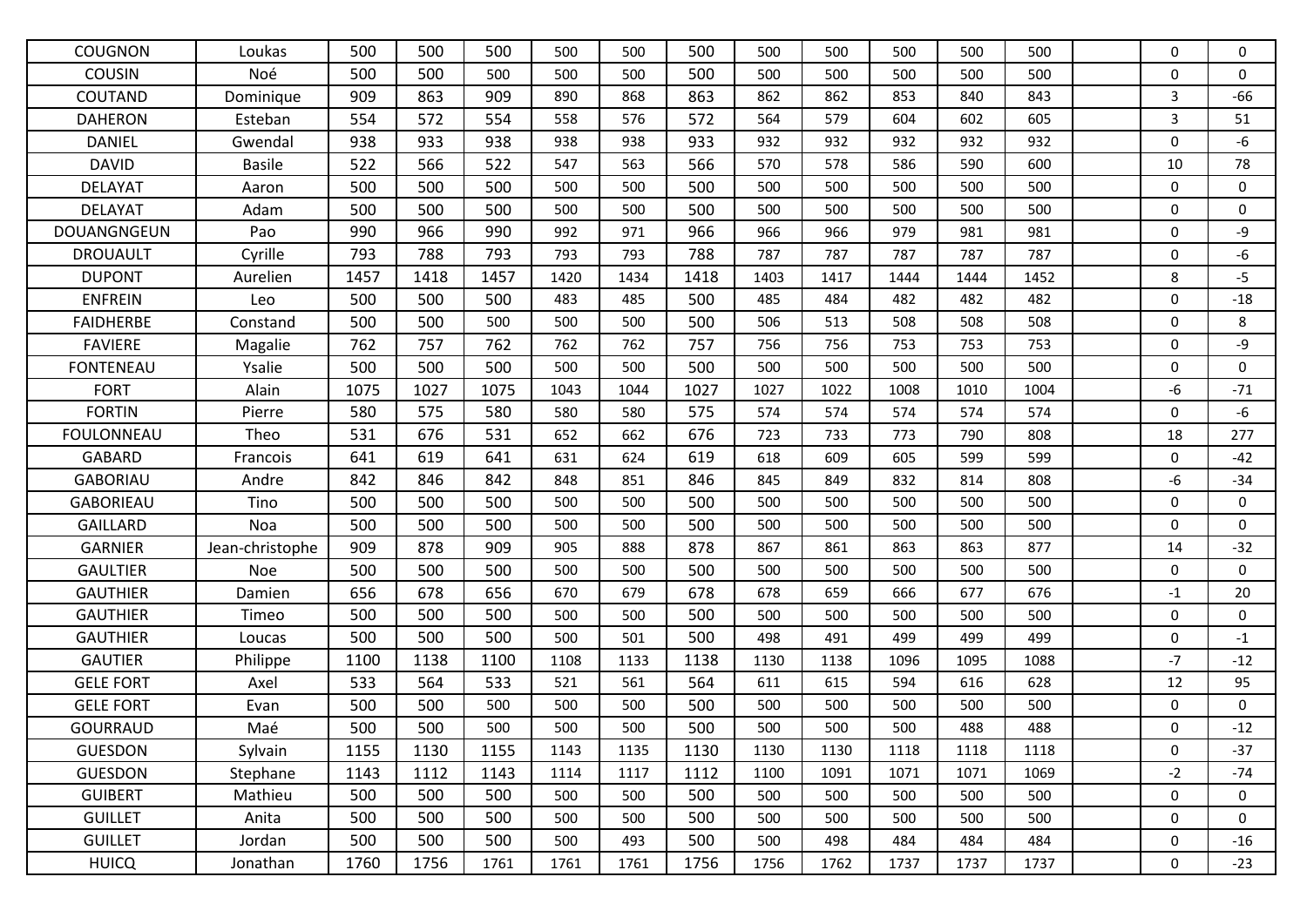| | | | | | | | | | | | | | | | |
|---|---|---|---|---|---|---|---|---|---|---|---|---|---|---|---|
| COUGNON | Loukas | 500 | 500 | 500 | 500 | 500 | 500 | 500 | 500 | 500 | 500 | 500 | | 0 | 0 |
| COUSIN | Noé | 500 | 500 | 500 | 500 | 500 | 500 | 500 | 500 | 500 | 500 | 500 | | 0 | 0 |
| COUTAND | Dominique | 909 | 863 | 909 | 890 | 868 | 863 | 862 | 862 | 853 | 840 | 843 | | 3 | -66 |
| DAHERON | Esteban | 554 | 572 | 554 | 558 | 576 | 572 | 564 | 579 | 604 | 602 | 605 | | 3 | 51 |
| DANIEL | Gwendal | 938 | 933 | 938 | 938 | 938 | 933 | 932 | 932 | 932 | 932 | 932 | | 0 | -6 |
| DAVID | Basile | 522 | 566 | 522 | 547 | 563 | 566 | 570 | 578 | 586 | 590 | 600 | | 10 | 78 |
| DELAYAT | Aaron | 500 | 500 | 500 | 500 | 500 | 500 | 500 | 500 | 500 | 500 | 500 | | 0 | 0 |
| DELAYAT | Adam | 500 | 500 | 500 | 500 | 500 | 500 | 500 | 500 | 500 | 500 | 500 | | 0 | 0 |
| DOUANGNGEUN | Pao | 990 | 966 | 990 | 992 | 971 | 966 | 966 | 966 | 979 | 981 | 981 | | 0 | -9 |
| DROUAULT | Cyrille | 793 | 788 | 793 | 793 | 793 | 788 | 787 | 787 | 787 | 787 | 787 | | 0 | -6 |
| DUPONT | Aurelien | 1457 | 1418 | 1457 | 1420 | 1434 | 1418 | 1403 | 1417 | 1444 | 1444 | 1452 | | 8 | -5 |
| ENFREIN | Leo | 500 | 500 | 500 | 483 | 485 | 500 | 485 | 484 | 482 | 482 | 482 | | 0 | -18 |
| FAIDHERBE | Constand | 500 | 500 | 500 | 500 | 500 | 500 | 506 | 513 | 508 | 508 | 508 | | 0 | 8 |
| FAVIERE | Magalie | 762 | 757 | 762 | 762 | 762 | 757 | 756 | 756 | 753 | 753 | 753 | | 0 | -9 |
| FONTENEAU | Ysalie | 500 | 500 | 500 | 500 | 500 | 500 | 500 | 500 | 500 | 500 | 500 | | 0 | 0 |
| FORT | Alain | 1075 | 1027 | 1075 | 1043 | 1044 | 1027 | 1027 | 1022 | 1008 | 1010 | 1004 | | -6 | -71 |
| FORTIN | Pierre | 580 | 575 | 580 | 580 | 580 | 575 | 574 | 574 | 574 | 574 | 574 | | 0 | -6 |
| FOULONNEAU | Theo | 531 | 676 | 531 | 652 | 662 | 676 | 723 | 733 | 773 | 790 | 808 | | 18 | 277 |
| GABARD | Francois | 641 | 619 | 641 | 631 | 624 | 619 | 618 | 609 | 605 | 599 | 599 | | 0 | -42 |
| GABORIAU | Andre | 842 | 846 | 842 | 848 | 851 | 846 | 845 | 849 | 832 | 814 | 808 | | -6 | -34 |
| GABORIEAU | Tino | 500 | 500 | 500 | 500 | 500 | 500 | 500 | 500 | 500 | 500 | 500 | | 0 | 0 |
| GAILLARD | Noa | 500 | 500 | 500 | 500 | 500 | 500 | 500 | 500 | 500 | 500 | 500 | | 0 | 0 |
| GARNIER | Jean-christophe | 909 | 878 | 909 | 905 | 888 | 878 | 867 | 861 | 863 | 863 | 877 | | 14 | -32 |
| GAULTIER | Noe | 500 | 500 | 500 | 500 | 500 | 500 | 500 | 500 | 500 | 500 | 500 | | 0 | 0 |
| GAUTHIER | Damien | 656 | 678 | 656 | 670 | 679 | 678 | 678 | 659 | 666 | 677 | 676 | | -1 | 20 |
| GAUTHIER | Timeo | 500 | 500 | 500 | 500 | 500 | 500 | 500 | 500 | 500 | 500 | 500 | | 0 | 0 |
| GAUTHIER | Loucas | 500 | 500 | 500 | 500 | 501 | 500 | 498 | 491 | 499 | 499 | 499 | | 0 | -1 |
| GAUTIER | Philippe | 1100 | 1138 | 1100 | 1108 | 1133 | 1138 | 1130 | 1138 | 1096 | 1095 | 1088 | | -7 | -12 |
| GELE FORT | Axel | 533 | 564 | 533 | 521 | 561 | 564 | 611 | 615 | 594 | 616 | 628 | | 12 | 95 |
| GELE FORT | Evan | 500 | 500 | 500 | 500 | 500 | 500 | 500 | 500 | 500 | 500 | 500 | | 0 | 0 |
| GOURRAUD | Maé | 500 | 500 | 500 | 500 | 500 | 500 | 500 | 500 | 500 | 488 | 488 | | 0 | -12 |
| GUESDON | Sylvain | 1155 | 1130 | 1155 | 1143 | 1135 | 1130 | 1130 | 1130 | 1118 | 1118 | 1118 | | 0 | -37 |
| GUESDON | Stephane | 1143 | 1112 | 1143 | 1114 | 1117 | 1112 | 1100 | 1091 | 1071 | 1071 | 1069 | | -2 | -74 |
| GUIBERT | Mathieu | 500 | 500 | 500 | 500 | 500 | 500 | 500 | 500 | 500 | 500 | 500 | | 0 | 0 |
| GUILLET | Anita | 500 | 500 | 500 | 500 | 500 | 500 | 500 | 500 | 500 | 500 | 500 | | 0 | 0 |
| GUILLET | Jordan | 500 | 500 | 500 | 500 | 493 | 500 | 500 | 498 | 484 | 484 | 484 | | 0 | -16 |
| HUICQ | Jonathan | 1760 | 1756 | 1761 | 1761 | 1761 | 1756 | 1756 | 1762 | 1737 | 1737 | 1737 | | 0 | -23 |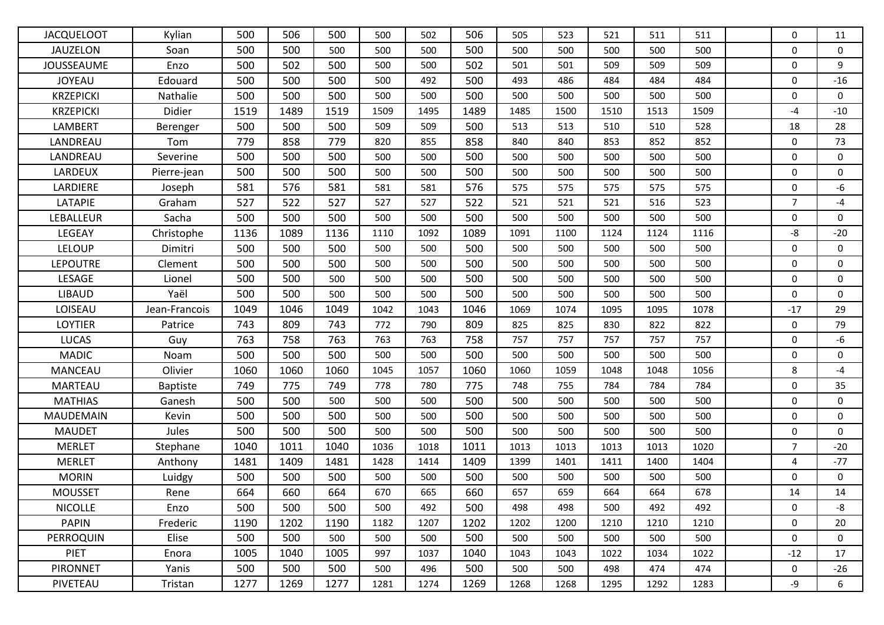| | | | | | | | | | | | | | | | |
|---|---|---|---|---|---|---|---|---|---|---|---|---|---|---|---|
| JACQUELOOT | Kylian | 500 | 506 | 500 | 500 | 502 | 506 | 505 | 523 | 521 | 511 | 511 | | 0 | 11 |
| JAUZELON | Soan | 500 | 500 | 500 | 500 | 500 | 500 | 500 | 500 | 500 | 500 | 500 | | 0 | 0 |
| JOUSSEAUME | Enzo | 500 | 502 | 500 | 500 | 500 | 502 | 501 | 501 | 509 | 509 | 509 | | 0 | 9 |
| JOYEAU | Edouard | 500 | 500 | 500 | 500 | 492 | 500 | 493 | 486 | 484 | 484 | 484 | | 0 | -16 |
| KRZEPICKI | Nathalie | 500 | 500 | 500 | 500 | 500 | 500 | 500 | 500 | 500 | 500 | 500 | | 0 | 0 |
| KRZEPICKI | Didier | 1519 | 1489 | 1519 | 1509 | 1495 | 1489 | 1485 | 1500 | 1510 | 1513 | 1509 | | -4 | -10 |
| LAMBERT | Berenger | 500 | 500 | 500 | 509 | 509 | 500 | 513 | 513 | 510 | 510 | 528 | | 18 | 28 |
| LANDREAU | Tom | 779 | 858 | 779 | 820 | 855 | 858 | 840 | 840 | 853 | 852 | 852 | | 0 | 73 |
| LANDREAU | Severine | 500 | 500 | 500 | 500 | 500 | 500 | 500 | 500 | 500 | 500 | 500 | | 0 | 0 |
| LARDEUX | Pierre-jean | 500 | 500 | 500 | 500 | 500 | 500 | 500 | 500 | 500 | 500 | 500 | | 0 | 0 |
| LARDIERE | Joseph | 581 | 576 | 581 | 581 | 581 | 576 | 575 | 575 | 575 | 575 | 575 | | 0 | -6 |
| LATAPIE | Graham | 527 | 522 | 527 | 527 | 527 | 522 | 521 | 521 | 521 | 516 | 523 | | 7 | -4 |
| LEBALLEUR | Sacha | 500 | 500 | 500 | 500 | 500 | 500 | 500 | 500 | 500 | 500 | 500 | | 0 | 0 |
| LEGEAY | Christophe | 1136 | 1089 | 1136 | 1110 | 1092 | 1089 | 1091 | 1100 | 1124 | 1124 | 1116 | | -8 | -20 |
| LELOUP | Dimitri | 500 | 500 | 500 | 500 | 500 | 500 | 500 | 500 | 500 | 500 | 500 | | 0 | 0 |
| LEPOUTRE | Clement | 500 | 500 | 500 | 500 | 500 | 500 | 500 | 500 | 500 | 500 | 500 | | 0 | 0 |
| LESAGE | Lionel | 500 | 500 | 500 | 500 | 500 | 500 | 500 | 500 | 500 | 500 | 500 | | 0 | 0 |
| LIBAUD | Yaël | 500 | 500 | 500 | 500 | 500 | 500 | 500 | 500 | 500 | 500 | 500 | | 0 | 0 |
| LOISEAU | Jean-Francois | 1049 | 1046 | 1049 | 1042 | 1043 | 1046 | 1069 | 1074 | 1095 | 1095 | 1078 | | -17 | 29 |
| LOYTIER | Patrice | 743 | 809 | 743 | 772 | 790 | 809 | 825 | 825 | 830 | 822 | 822 | | 0 | 79 |
| LUCAS | Guy | 763 | 758 | 763 | 763 | 763 | 758 | 757 | 757 | 757 | 757 | 757 | | 0 | -6 |
| MADIC | Noam | 500 | 500 | 500 | 500 | 500 | 500 | 500 | 500 | 500 | 500 | 500 | | 0 | 0 |
| MANCEAU | Olivier | 1060 | 1060 | 1060 | 1045 | 1057 | 1060 | 1060 | 1059 | 1048 | 1048 | 1056 | | 8 | -4 |
| MARTEAU | Baptiste | 749 | 775 | 749 | 778 | 780 | 775 | 748 | 755 | 784 | 784 | 784 | | 0 | 35 |
| MATHIAS | Ganesh | 500 | 500 | 500 | 500 | 500 | 500 | 500 | 500 | 500 | 500 | 500 | | 0 | 0 |
| MAUDEMAIN | Kevin | 500 | 500 | 500 | 500 | 500 | 500 | 500 | 500 | 500 | 500 | 500 | | 0 | 0 |
| MAUDET | Jules | 500 | 500 | 500 | 500 | 500 | 500 | 500 | 500 | 500 | 500 | 500 | | 0 | 0 |
| MERLET | Stephane | 1040 | 1011 | 1040 | 1036 | 1018 | 1011 | 1013 | 1013 | 1013 | 1013 | 1020 | | 7 | -20 |
| MERLET | Anthony | 1481 | 1409 | 1481 | 1428 | 1414 | 1409 | 1399 | 1401 | 1411 | 1400 | 1404 | | 4 | -77 |
| MORIN | Luidgy | 500 | 500 | 500 | 500 | 500 | 500 | 500 | 500 | 500 | 500 | 500 | | 0 | 0 |
| MOUSSET | Rene | 664 | 660 | 664 | 670 | 665 | 660 | 657 | 659 | 664 | 664 | 678 | | 14 | 14 |
| NICOLLE | Enzo | 500 | 500 | 500 | 500 | 492 | 500 | 498 | 498 | 500 | 492 | 492 | | 0 | -8 |
| PAPIN | Frederic | 1190 | 1202 | 1190 | 1182 | 1207 | 1202 | 1202 | 1200 | 1210 | 1210 | 1210 | | 0 | 20 |
| PERROQUIN | Elise | 500 | 500 | 500 | 500 | 500 | 500 | 500 | 500 | 500 | 500 | 500 | | 0 | 0 |
| PIET | Enora | 1005 | 1040 | 1005 | 997 | 1037 | 1040 | 1043 | 1043 | 1022 | 1034 | 1022 | | -12 | 17 |
| PIRONNET | Yanis | 500 | 500 | 500 | 500 | 496 | 500 | 500 | 500 | 498 | 474 | 474 | | 0 | -26 |
| PIVETEAU | Tristan | 1277 | 1269 | 1277 | 1281 | 1274 | 1269 | 1268 | 1268 | 1295 | 1292 | 1283 | | -9 | 6 |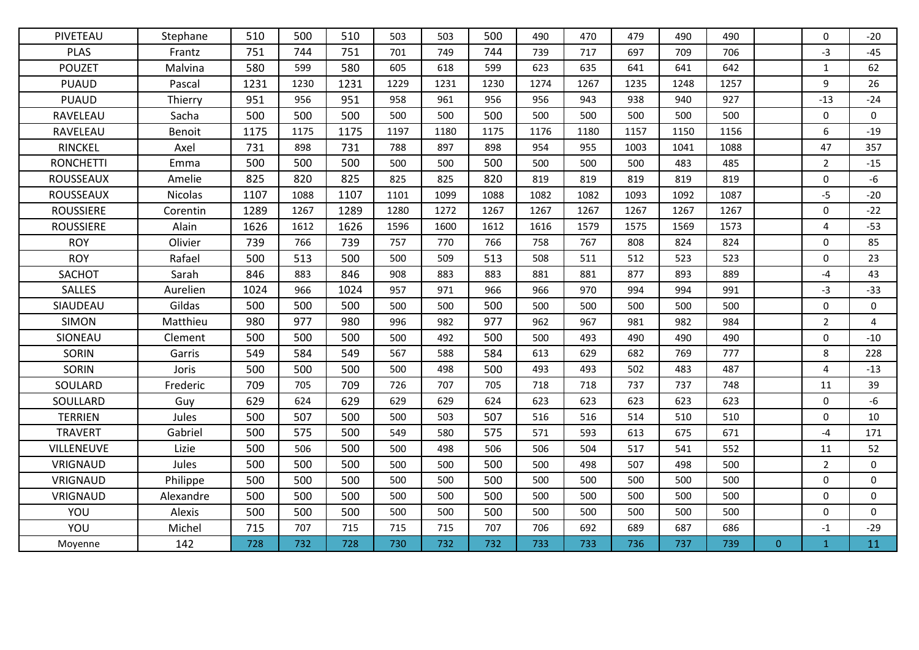| PIVETEAU | Stephane | 510 | 500 | 510 | 503 | 503 | 500 | 490 | 470 | 479 | 490 | 490 | | 0 | -20 |
|---|---|---|---|---|---|---|---|---|---|---|---|---|---|---|---|
| PLAS | Frantz | 751 | 744 | 751 | 701 | 749 | 744 | 739 | 717 | 697 | 709 | 706 | | -3 | -45 |
| POUZET | Malvina | 580 | 599 | 580 | 605 | 618 | 599 | 623 | 635 | 641 | 641 | 642 | | 1 | 62 |
| PUAUD | Pascal | 1231 | 1230 | 1231 | 1229 | 1231 | 1230 | 1274 | 1267 | 1235 | 1248 | 1257 | | 9 | 26 |
| PUAUD | Thierry | 951 | 956 | 951 | 958 | 961 | 956 | 956 | 943 | 938 | 940 | 927 | | -13 | -24 |
| RAVELEAU | Sacha | 500 | 500 | 500 | 500 | 500 | 500 | 500 | 500 | 500 | 500 | 500 | | 0 | 0 |
| RAVELEAU | Benoit | 1175 | 1175 | 1175 | 1197 | 1180 | 1175 | 1176 | 1180 | 1157 | 1150 | 1156 | | 6 | -19 |
| RINCKEL | Axel | 731 | 898 | 731 | 788 | 897 | 898 | 954 | 955 | 1003 | 1041 | 1088 | | 47 | 357 |
| RONCHETTI | Emma | 500 | 500 | 500 | 500 | 500 | 500 | 500 | 500 | 500 | 483 | 485 | | 2 | -15 |
| ROUSSEAUX | Amelie | 825 | 820 | 825 | 825 | 825 | 820 | 819 | 819 | 819 | 819 | 819 | | 0 | -6 |
| ROUSSEAUX | Nicolas | 1107 | 1088 | 1107 | 1101 | 1099 | 1088 | 1082 | 1082 | 1093 | 1092 | 1087 | | -5 | -20 |
| ROUSSIERE | Corentin | 1289 | 1267 | 1289 | 1280 | 1272 | 1267 | 1267 | 1267 | 1267 | 1267 | 1267 | | 0 | -22 |
| ROUSSIERE | Alain | 1626 | 1612 | 1626 | 1596 | 1600 | 1612 | 1616 | 1579 | 1575 | 1569 | 1573 | | 4 | -53 |
| ROY | Olivier | 739 | 766 | 739 | 757 | 770 | 766 | 758 | 767 | 808 | 824 | 824 | | 0 | 85 |
| ROY | Rafael | 500 | 513 | 500 | 500 | 509 | 513 | 508 | 511 | 512 | 523 | 523 | | 0 | 23 |
| SACHOT | Sarah | 846 | 883 | 846 | 908 | 883 | 883 | 881 | 881 | 877 | 893 | 889 | | -4 | 43 |
| SALLES | Aurelien | 1024 | 966 | 1024 | 957 | 971 | 966 | 966 | 970 | 994 | 994 | 991 | | -3 | -33 |
| SIAUDEAU | Gildas | 500 | 500 | 500 | 500 | 500 | 500 | 500 | 500 | 500 | 500 | 500 | | 0 | 0 |
| SIMON | Matthieu | 980 | 977 | 980 | 996 | 982 | 977 | 962 | 967 | 981 | 982 | 984 | | 2 | 4 |
| SIONEAU | Clement | 500 | 500 | 500 | 500 | 492 | 500 | 500 | 493 | 490 | 490 | 490 | | 0 | -10 |
| SORIN | Garris | 549 | 584 | 549 | 567 | 588 | 584 | 613 | 629 | 682 | 769 | 777 | | 8 | 228 |
| SORIN | Joris | 500 | 500 | 500 | 500 | 498 | 500 | 493 | 493 | 502 | 483 | 487 | | 4 | -13 |
| SOULARD | Frederic | 709 | 705 | 709 | 726 | 707 | 705 | 718 | 718 | 737 | 737 | 748 | | 11 | 39 |
| SOULLARD | Guy | 629 | 624 | 629 | 629 | 629 | 624 | 623 | 623 | 623 | 623 | 623 | | 0 | -6 |
| TERRIEN | Jules | 500 | 507 | 500 | 500 | 503 | 507 | 516 | 516 | 514 | 510 | 510 | | 0 | 10 |
| TRAVERT | Gabriel | 500 | 575 | 500 | 549 | 580 | 575 | 571 | 593 | 613 | 675 | 671 | | -4 | 171 |
| VILLENEUVE | Lizie | 500 | 506 | 500 | 500 | 498 | 506 | 506 | 504 | 517 | 541 | 552 | | 11 | 52 |
| VRIGNAUD | Jules | 500 | 500 | 500 | 500 | 500 | 500 | 500 | 498 | 507 | 498 | 500 | | 2 | 0 |
| VRIGNAUD | Philippe | 500 | 500 | 500 | 500 | 500 | 500 | 500 | 500 | 500 | 500 | 500 | | 0 | 0 |
| VRIGNAUD | Alexandre | 500 | 500 | 500 | 500 | 500 | 500 | 500 | 500 | 500 | 500 | 500 | | 0 | 0 |
| YOU | Alexis | 500 | 500 | 500 | 500 | 500 | 500 | 500 | 500 | 500 | 500 | 500 | | 0 | 0 |
| YOU | Michel | 715 | 707 | 715 | 715 | 715 | 707 | 706 | 692 | 689 | 687 | 686 | | -1 | -29 |
| Moyenne | 142 | 728 | 732 | 728 | 730 | 732 | 732 | 733 | 733 | 736 | 737 | 739 | 0 | 1 | 11 |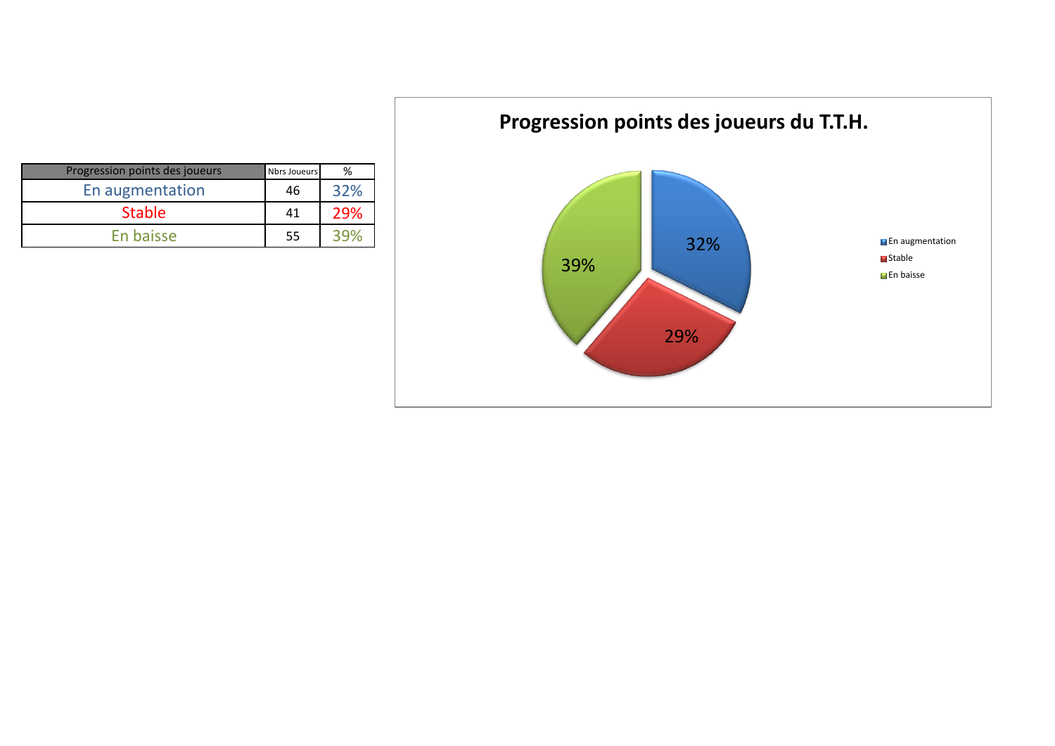| Progression points des joueurs | Nbrs Joueurs | % |
| --- | --- | --- |
| En augmentation | 46 | 32% |
| Stable | 41 | 29% |
| En baisse | 55 | 39% |

## Progression points des joueurs du T.T.H.

32%

29%

39%

En augmentation

Stable

En baisse